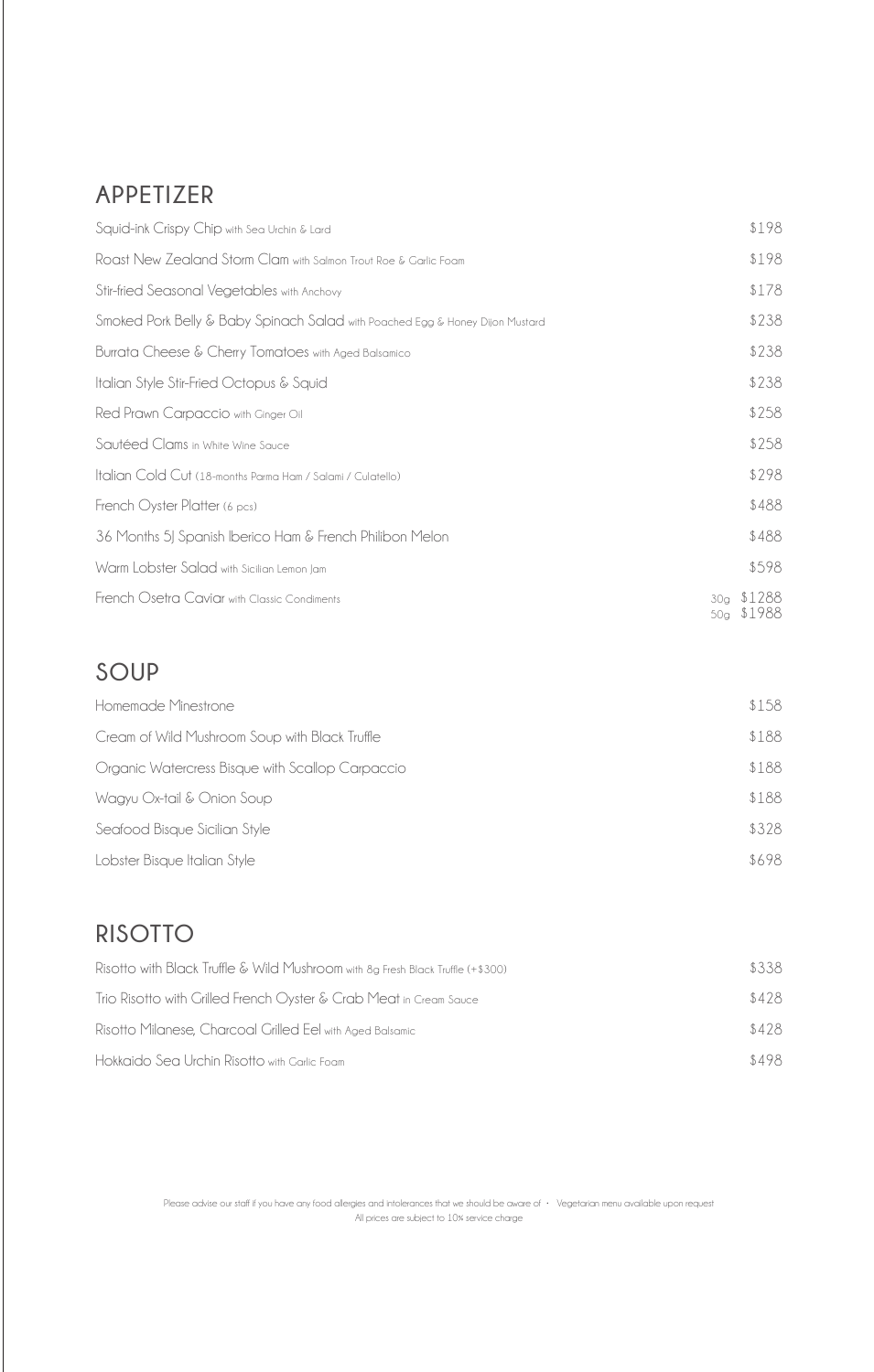## APPETIZER

| Item | Price |
| --- | --- |
| Squid-ink Crispy Chip with Sea Urchin & Lard | $198 |
| Roast New Zealand Storm Clam with Salmon Trout Roe & Garlic Foam | $198 |
| Stir-fried Seasonal Vegetables with Anchovy | $178 |
| Smoked Pork Belly & Baby Spinach Salad with Poached Egg & Honey Dijon Mustard | $238 |
| Burrata Cheese & Cherry Tomatoes with Aged Balsamico | $238 |
| Italian Style Stir-Fried Octopus & Squid | $238 |
| Red Prawn Carpaccio with Ginger Oil | $258 |
| Sautéed Clams in White Wine Sauce | $258 |
| Italian Cold Cut (18-months Parma Ham / Salami / Culatello) | $298 |
| French Oyster Platter (6 pcs) | $488 |
| 36 Months 5J Spanish Iberico Ham & French Philibon Melon | $488 |
| Warm Lobster Salad with Sicilian Lemon Jam | $598 |
| French Osetra Caviar with Classic Condiments | 30g $1288<br>50g $1988 |

## SOUP

| Item | Price |
| --- | --- |
| Homemade Minestrone | $158 |
| Cream of Wild Mushroom Soup with Black Truffle | $188 |
| Organic Watercress Bisque with Scallop Carpaccio | $188 |
| Wagyu Ox-tail & Onion Soup | $188 |
| Seafood Bisque Sicilian Style | $328 |
| Lobster Bisque Italian Style | $698 |

## RISOTTO

| Item | Price |
| --- | --- |
| Risotto with Black Truffle & Wild Mushroom with 8g Fresh Black Truffle (+$300) | $338 |
| Trio Risotto with Grilled French Oyster & Crab Meat in Cream Sauce | $428 |
| Risotto Milanese, Charcoal Grilled Eel with Aged Balsamic | $428 |
| Hokkaido Sea Urchin Risotto with Garlic Foam | $498 |

Please advise our staff if you have any food allergies and intolerances that we should be aware of · Vegetarian menu available upon request

All prices are subject to 10% service charge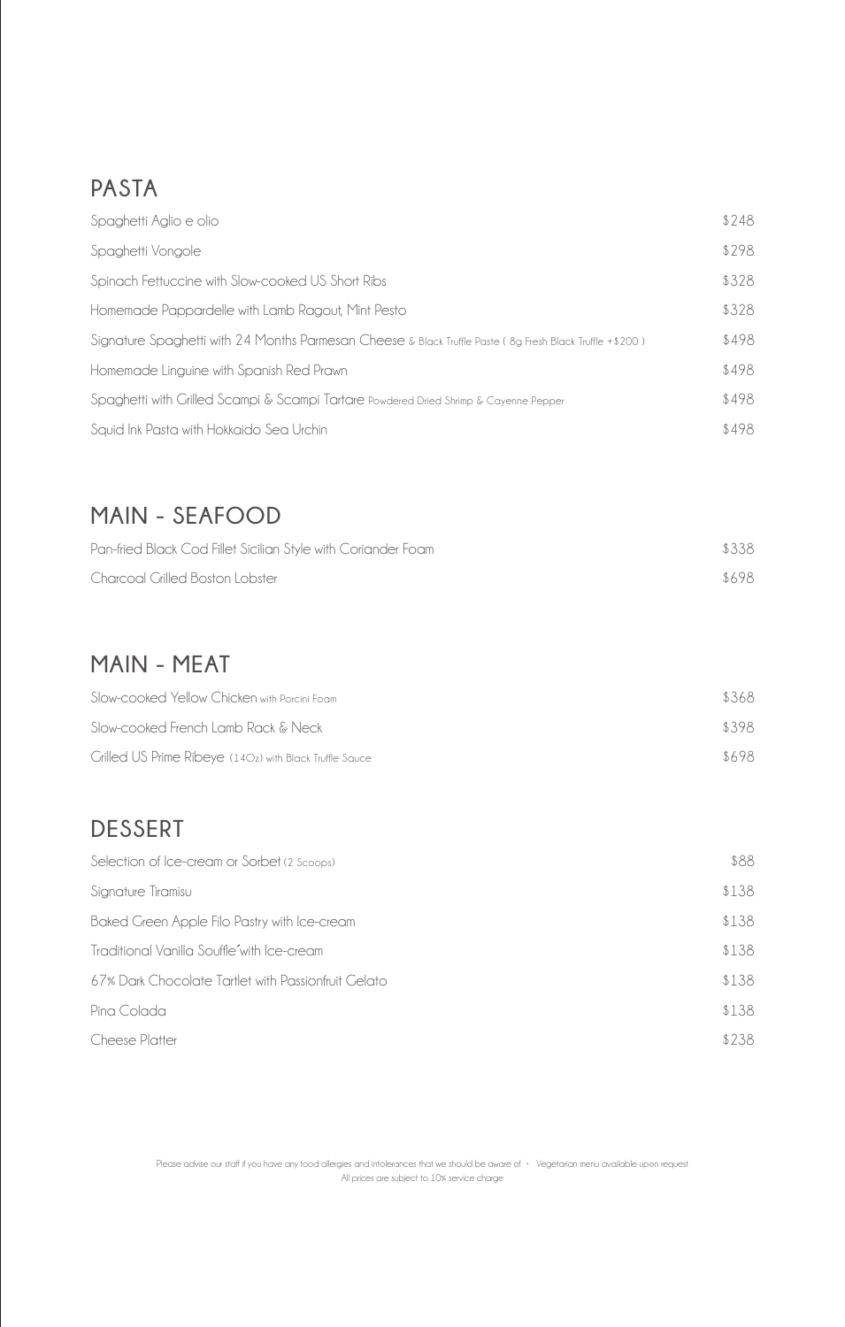## PASTA

| | |
|---|---|
| Spaghetti Aglio e olio | $248 |
| Spaghetti Vongole | $298 |
| Spinach Fettuccine with Slow-cooked US Short Ribs | $328 |
| Homemade Pappardelle with Lamb Ragout, Mint Pesto | $328 |
| Signature Spaghetti with 24 Months Parmesan Cheese & Black Truffle Paste ( 8g Fresh Black Truffle +$200 ) | $498 |
| Homemade Linguine with Spanish Red Prawn | $498 |
| Spaghetti with Grilled Scampi & Scampi Tartare Powdered Dried Shrimp & Cayenne Pepper | $498 |
| Squid Ink Pasta with Hokkaido Sea Urchin | $498 |

## MAIN - SEAFOOD

| | |
|---|---|
| Pan-fried Black Cod Fillet Sicilian Style with Coriander Foam | $338 |
| Charcoal Grilled Boston Lobster | $698 |

## MAIN - MEAT

| | |
|---|---|
| Slow-cooked Yellow Chicken with Porcini Foam | $368 |
| Slow-cooked French Lamb Rack & Neck | $398 |
| Grilled US Prime Ribeye (14Oz) with Black Truffle Sauce | $698 |

## DESSERT

| | |
|---|---|
| Selection of Ice-cream or Sorbet (2 Scoops) | $88 |
| Signature Tiramisu | $138 |
| Baked Green Apple Filo Pastry with Ice-cream | $138 |
| Traditional Vanilla Souffle´with Ice-cream | $138 |
| 67% Dark Chocolate Tartlet with Passionfruit Gelato | $138 |
| Pina Colada | $138 |
| Cheese Platter | $238 |

Please advise our staff if you have any food allergies and intolerances that we should be aware of · Vegetarian menu available upon request
All prices are subject to 10% service charge